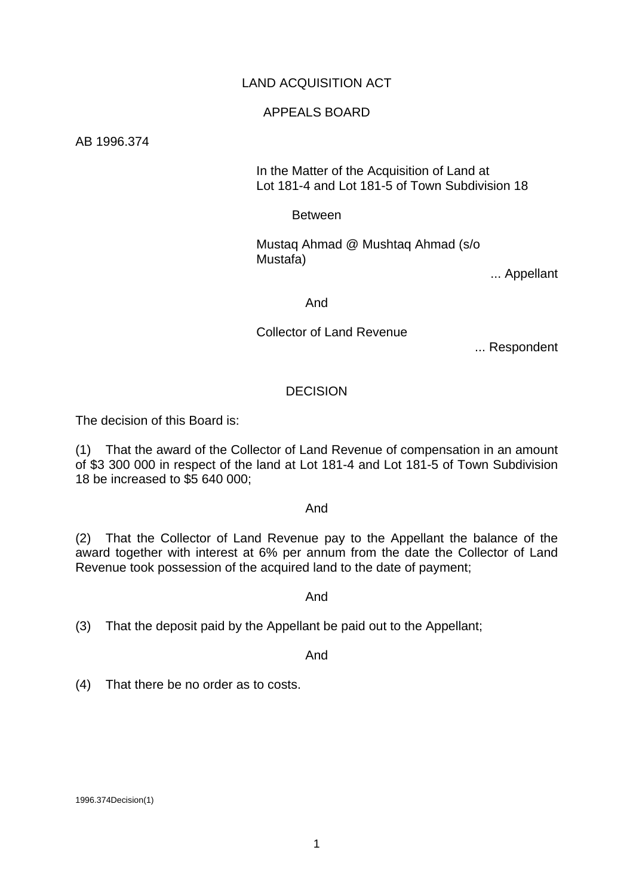LAND ACQUISITION ACT

APPEALS BOARD

AB 1996.374

In the Matter of the Acquisition of Land at Lot 181-4 and Lot 181-5 of Town Subdivision 18

Between

Mustaq Ahmad @ Mushtaq Ahmad (s/o Mustafa)

... Appellant

And

Collector of Land Revenue

... Respondent

## DECISION

The decision of this Board is:

(1) That the award of the Collector of Land Revenue of compensation in an amount of $3 300 000 in respect of the land at Lot 181-4 and Lot 181-5 of Town Subdivision 18 be increased to $5 640 000;

And

(2) That the Collector of Land Revenue pay to the Appellant the balance of the award together with interest at 6% per annum from the date the Collector of Land Revenue took possession of the acquired land to the date of payment;

And

(3) That the deposit paid by the Appellant be paid out to the Appellant;

And

(4) That there be no order as to costs.

1996.374Decision(1)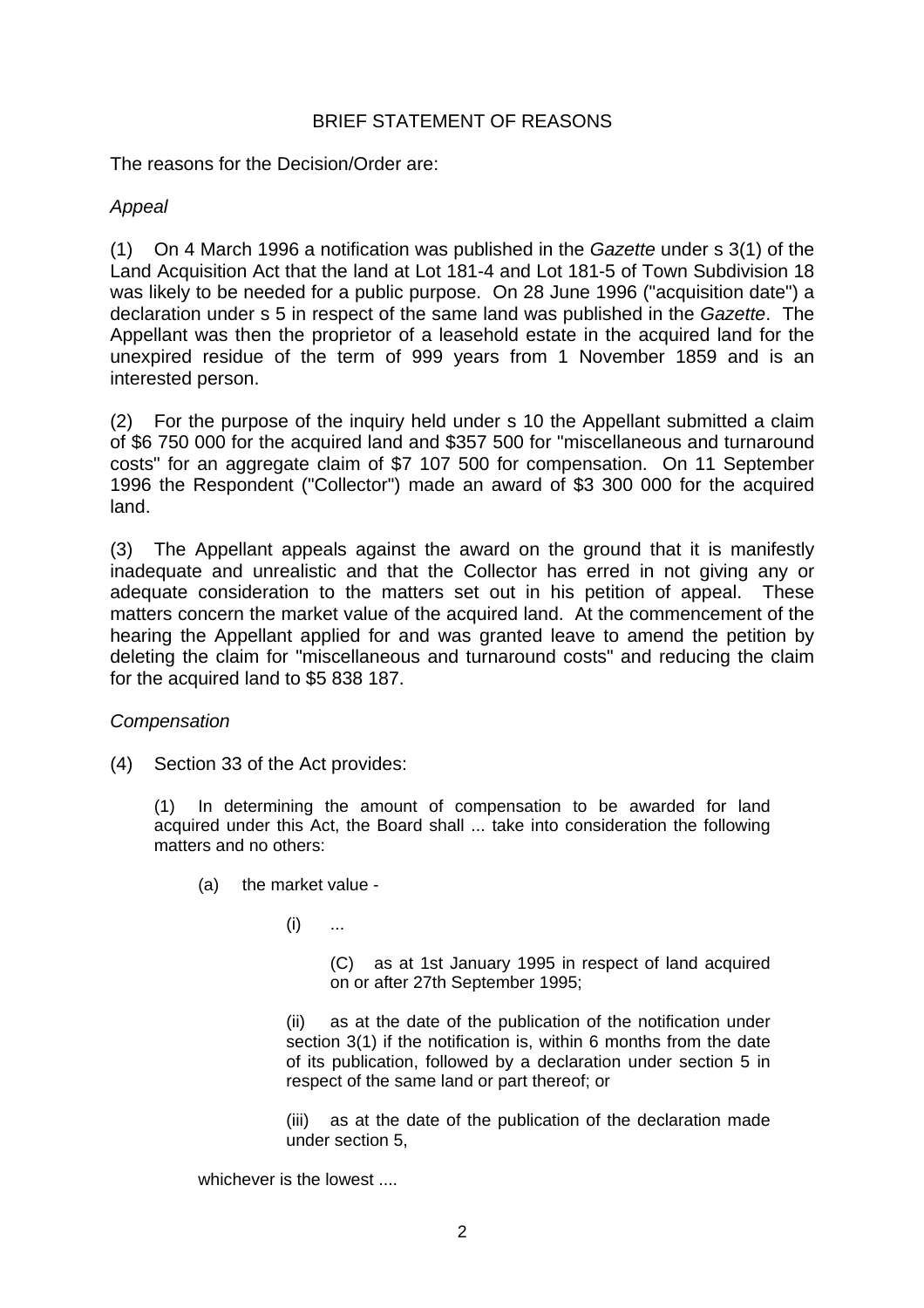## BRIEF STATEMENT OF REASONS

The reasons for the Decision/Order are:

*Appeal*

(1) On 4 March 1996 a notification was published in the *Gazette* under s 3(1) of the Land Acquisition Act that the land at Lot 181-4 and Lot 181-5 of Town Subdivision 18 was likely to be needed for a public purpose. On 28 June 1996 ("acquisition date") a declaration under s 5 in respect of the same land was published in the *Gazette*. The Appellant was then the proprietor of a leasehold estate in the acquired land for the unexpired residue of the term of 999 years from 1 November 1859 and is an interested person.

(2) For the purpose of the inquiry held under s 10 the Appellant submitted a claim of $6 750 000 for the acquired land and $357 500 for "miscellaneous and turnaround costs" for an aggregate claim of $7 107 500 for compensation. On 11 September 1996 the Respondent ("Collector") made an award of $3 300 000 for the acquired land.

(3) The Appellant appeals against the award on the ground that it is manifestly inadequate and unrealistic and that the Collector has erred in not giving any or adequate consideration to the matters set out in his petition of appeal. These matters concern the market value of the acquired land. At the commencement of the hearing the Appellant applied for and was granted leave to amend the petition by deleting the claim for "miscellaneous and turnaround costs" and reducing the claim for the acquired land to $5 838 187.

*Compensation*

(4) Section 33 of the Act provides:

> (1) In determining the amount of compensation to be awarded for land acquired under this Act, the Board shall ... take into consideration the following matters and no others:
>
> (a) the market value -
>
> (i) ...
>
> (C) as at 1st January 1995 in respect of land acquired on or after 27th September 1995;
>
> (ii) as at the date of the publication of the notification under section 3(1) if the notification is, within 6 months from the date of its publication, followed by a declaration under section 5 in respect of the same land or part thereof; or
>
> (iii) as at the date of the publication of the declaration made under section 5,
>
> whichever is the lowest ....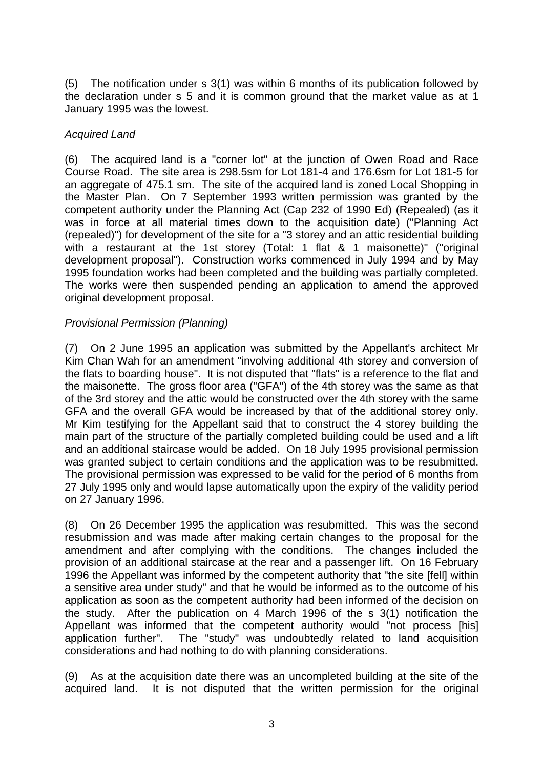(5) The notification under s 3(1) was within 6 months of its publication followed by the declaration under s 5 and it is common ground that the market value as at 1 January 1995 was the lowest.

*Acquired Land*

(6) The acquired land is a "corner lot" at the junction of Owen Road and Race Course Road. The site area is 298.5sm for Lot 181-4 and 176.6sm for Lot 181-5 for an aggregate of 475.1 sm. The site of the acquired land is zoned Local Shopping in the Master Plan. On 7 September 1993 written permission was granted by the competent authority under the Planning Act (Cap 232 of 1990 Ed) (Repealed) (as it was in force at all material times down to the acquisition date) ("Planning Act (repealed)") for development of the site for a "3 storey and an attic residential building with a restaurant at the 1st storey (Total: 1 flat & 1 maisonette)" ("original development proposal"). Construction works commenced in July 1994 and by May 1995 foundation works had been completed and the building was partially completed. The works were then suspended pending an application to amend the approved original development proposal.

*Provisional Permission (Planning)*

(7) On 2 June 1995 an application was submitted by the Appellant's architect Mr Kim Chan Wah for an amendment "involving additional 4th storey and conversion of the flats to boarding house". It is not disputed that "flats" is a reference to the flat and the maisonette. The gross floor area ("GFA") of the 4th storey was the same as that of the 3rd storey and the attic would be constructed over the 4th storey with the same GFA and the overall GFA would be increased by that of the additional storey only. Mr Kim testifying for the Appellant said that to construct the 4 storey building the main part of the structure of the partially completed building could be used and a lift and an additional staircase would be added. On 18 July 1995 provisional permission was granted subject to certain conditions and the application was to be resubmitted. The provisional permission was expressed to be valid for the period of 6 months from 27 July 1995 only and would lapse automatically upon the expiry of the validity period on 27 January 1996.

(8) On 26 December 1995 the application was resubmitted. This was the second resubmission and was made after making certain changes to the proposal for the amendment and after complying with the conditions. The changes included the provision of an additional staircase at the rear and a passenger lift. On 16 February 1996 the Appellant was informed by the competent authority that "the site [fell] within a sensitive area under study" and that he would be informed as to the outcome of his application as soon as the competent authority had been informed of the decision on the study. After the publication on 4 March 1996 of the s 3(1) notification the Appellant was informed that the competent authority would "not process [his] application further". The "study" was undoubtedly related to land acquisition considerations and had nothing to do with planning considerations.

(9) As at the acquisition date there was an uncompleted building at the site of the acquired land. It is not disputed that the written permission for the original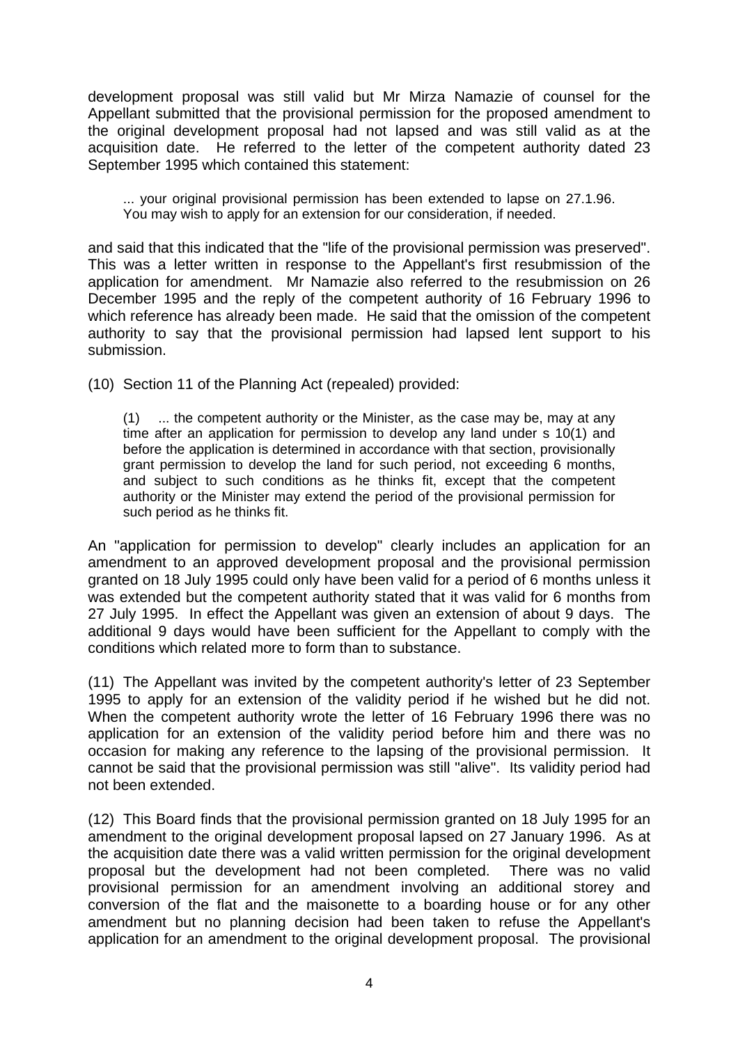development proposal was still valid but Mr Mirza Namazie of counsel for the Appellant submitted that the provisional permission for the proposed amendment to the original development proposal had not lapsed and was still valid as at the acquisition date. He referred to the letter of the competent authority dated 23 September 1995 which contained this statement:

> ... your original provisional permission has been extended to lapse on 27.1.96. You may wish to apply for an extension for our consideration, if needed.

and said that this indicated that the "life of the provisional permission was preserved". This was a letter written in response to the Appellant's first resubmission of the application for amendment. Mr Namazie also referred to the resubmission on 26 December 1995 and the reply of the competent authority of 16 February 1996 to which reference has already been made. He said that the omission of the competent authority to say that the provisional permission had lapsed lent support to his submission.

(10) Section 11 of the Planning Act (repealed) provided:

> (1) ... the competent authority or the Minister, as the case may be, may at any time after an application for permission to develop any land under s 10(1) and before the application is determined in accordance with that section, provisionally grant permission to develop the land for such period, not exceeding 6 months, and subject to such conditions as he thinks fit, except that the competent authority or the Minister may extend the period of the provisional permission for such period as he thinks fit.

An "application for permission to develop" clearly includes an application for an amendment to an approved development proposal and the provisional permission granted on 18 July 1995 could only have been valid for a period of 6 months unless it was extended but the competent authority stated that it was valid for 6 months from 27 July 1995. In effect the Appellant was given an extension of about 9 days. The additional 9 days would have been sufficient for the Appellant to comply with the conditions which related more to form than to substance.

(11) The Appellant was invited by the competent authority's letter of 23 September 1995 to apply for an extension of the validity period if he wished but he did not. When the competent authority wrote the letter of 16 February 1996 there was no application for an extension of the validity period before him and there was no occasion for making any reference to the lapsing of the provisional permission. It cannot be said that the provisional permission was still "alive". Its validity period had not been extended.

(12) This Board finds that the provisional permission granted on 18 July 1995 for an amendment to the original development proposal lapsed on 27 January 1996. As at the acquisition date there was a valid written permission for the original development proposal but the development had not been completed. There was no valid provisional permission for an amendment involving an additional storey and conversion of the flat and the maisonette to a boarding house or for any other amendment but no planning decision had been taken to refuse the Appellant's application for an amendment to the original development proposal. The provisional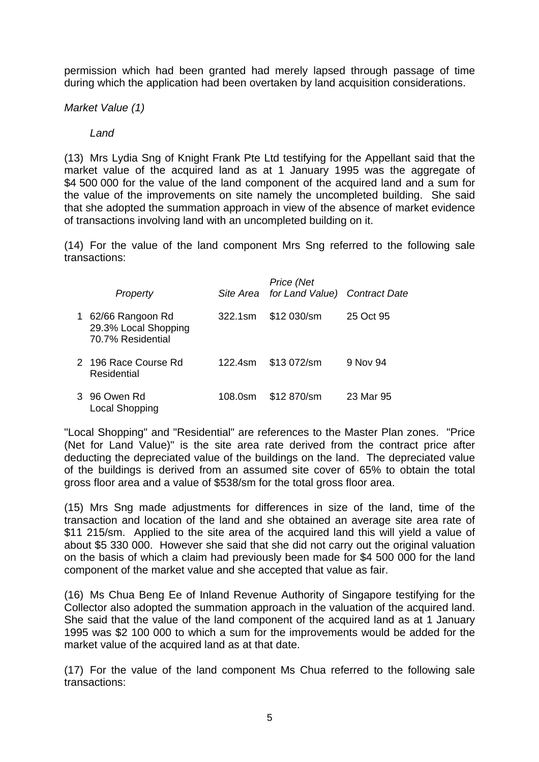permission which had been granted had merely lapsed through passage of time during which the application had been overtaken by land acquisition considerations.

*Market Value (1)*

*Land*

(13) Mrs Lydia Sng of Knight Frank Pte Ltd testifying for the Appellant said that the market value of the acquired land as at 1 January 1995 was the aggregate of \$4 500 000 for the value of the land component of the acquired land and a sum for the value of the improvements on site namely the uncompleted building. She said that she adopted the summation approach in view of the absence of market evidence of transactions involving land with an uncompleted building on it.

(14) For the value of the land component Mrs Sng referred to the following sale transactions:

| | *Property* | *Site Area* | *Price (Net for Land Value)* | *Contract Date* |
|---|---|---|---|---|
| 1 | 62/66 Rangoon Rd<br>29.3% Local Shopping<br>70.7% Residential | 322.1sm | \$12 030/sm | 25 Oct 95 |
| 2 | 196 Race Course Rd<br>Residential | 122.4sm | \$13 072/sm | 9 Nov 94 |
| 3 | 96 Owen Rd<br>Local Shopping | 108.0sm | \$12 870/sm | 23 Mar 95 |

"Local Shopping" and "Residential" are references to the Master Plan zones. "Price (Net for Land Value)" is the site area rate derived from the contract price after deducting the depreciated value of the buildings on the land. The depreciated value of the buildings is derived from an assumed site cover of 65% to obtain the total gross floor area and a value of \$538/sm for the total gross floor area.

(15) Mrs Sng made adjustments for differences in size of the land, time of the transaction and location of the land and she obtained an average site area rate of \$11 215/sm. Applied to the site area of the acquired land this will yield a value of about \$5 330 000. However she said that she did not carry out the original valuation on the basis of which a claim had previously been made for \$4 500 000 for the land component of the market value and she accepted that value as fair.

(16) Ms Chua Beng Ee of Inland Revenue Authority of Singapore testifying for the Collector also adopted the summation approach in the valuation of the acquired land. She said that the value of the land component of the acquired land as at 1 January 1995 was \$2 100 000 to which a sum for the improvements would be added for the market value of the acquired land as at that date.

(17) For the value of the land component Ms Chua referred to the following sale transactions: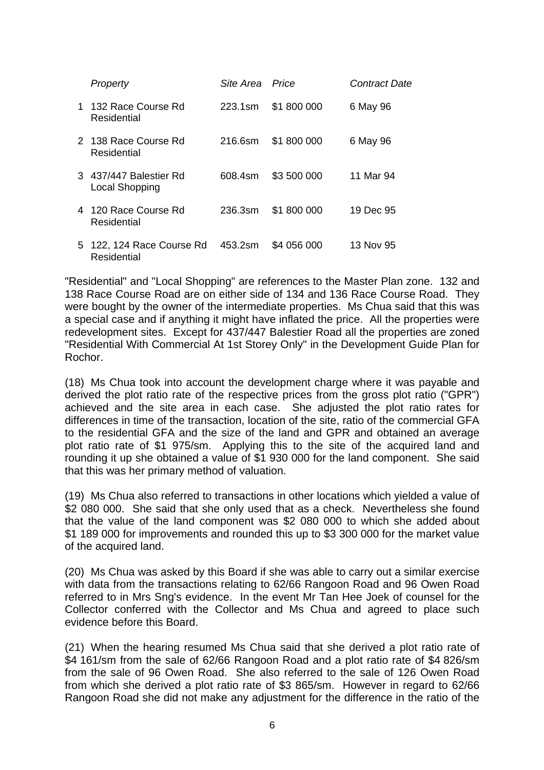| | *Property* | *Site Area* | *Price* | *Contract Date* |
|---|---|---|---|---|
| 1 | 132 Race Course Rd Residential | 223.1sm | \$1 800 000 | 6 May 96 |
| 2 | 138 Race Course Rd Residential | 216.6sm | \$1 800 000 | 6 May 96 |
| 3 | 437/447 Balestier Rd Local Shopping | 608.4sm | \$3 500 000 | 11 Mar 94 |
| 4 | 120 Race Course Rd Residential | 236.3sm | \$1 800 000 | 19 Dec 95 |
| 5 | 122, 124 Race Course Rd Residential | 453.2sm | \$4 056 000 | 13 Nov 95 |

"Residential" and "Local Shopping" are references to the Master Plan zone. 132 and 138 Race Course Road are on either side of 134 and 136 Race Course Road. They were bought by the owner of the intermediate properties. Ms Chua said that this was a special case and if anything it might have inflated the price. All the properties were redevelopment sites. Except for 437/447 Balestier Road all the properties are zoned "Residential With Commercial At 1st Storey Only" in the Development Guide Plan for Rochor.

(18) Ms Chua took into account the development charge where it was payable and derived the plot ratio rate of the respective prices from the gross plot ratio ("GPR") achieved and the site area in each case. She adjusted the plot ratio rates for differences in time of the transaction, location of the site, ratio of the commercial GFA to the residential GFA and the size of the land and GPR and obtained an average plot ratio rate of \$1 975/sm. Applying this to the site of the acquired land and rounding it up she obtained a value of \$1 930 000 for the land component. She said that this was her primary method of valuation.

(19) Ms Chua also referred to transactions in other locations which yielded a value of \$2 080 000. She said that she only used that as a check. Nevertheless she found that the value of the land component was \$2 080 000 to which she added about \$1 189 000 for improvements and rounded this up to \$3 300 000 for the market value of the acquired land.

(20) Ms Chua was asked by this Board if she was able to carry out a similar exercise with data from the transactions relating to 62/66 Rangoon Road and 96 Owen Road referred to in Mrs Sng's evidence. In the event Mr Tan Hee Joek of counsel for the Collector conferred with the Collector and Ms Chua and agreed to place such evidence before this Board.

(21) When the hearing resumed Ms Chua said that she derived a plot ratio rate of \$4 161/sm from the sale of 62/66 Rangoon Road and a plot ratio rate of \$4 826/sm from the sale of 96 Owen Road. She also referred to the sale of 126 Owen Road from which she derived a plot ratio rate of \$3 865/sm. However in regard to 62/66 Rangoon Road she did not make any adjustment for the difference in the ratio of the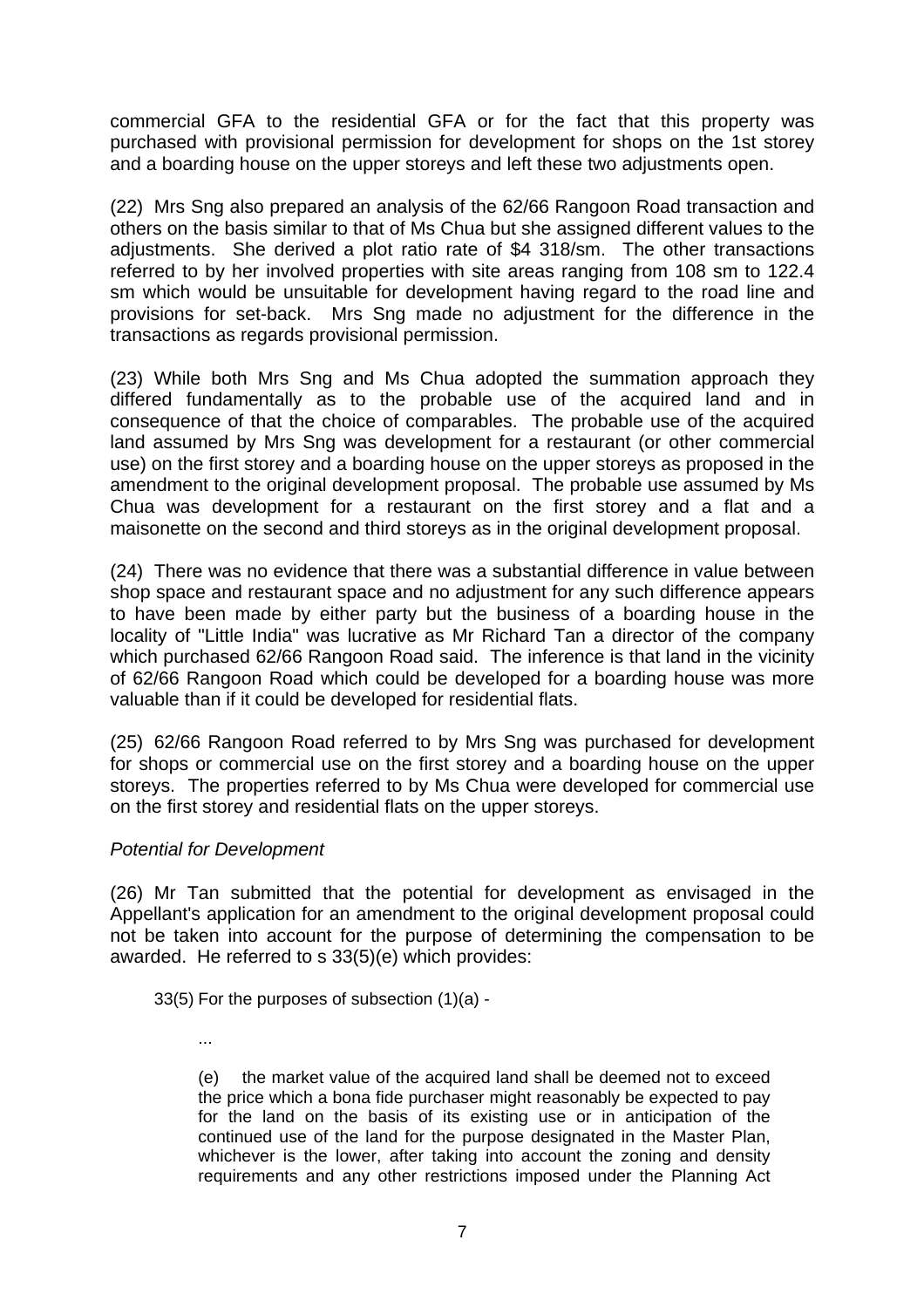commercial GFA to the residential GFA or for the fact that this property was purchased with provisional permission for development for shops on the 1st storey and a boarding house on the upper storeys and left these two adjustments open.

(22) Mrs Sng also prepared an analysis of the 62/66 Rangoon Road transaction and others on the basis similar to that of Ms Chua but she assigned different values to the adjustments. She derived a plot ratio rate of $4 318/sm. The other transactions referred to by her involved properties with site areas ranging from 108 sm to 122.4 sm which would be unsuitable for development having regard to the road line and provisions for set-back. Mrs Sng made no adjustment for the difference in the transactions as regards provisional permission.

(23) While both Mrs Sng and Ms Chua adopted the summation approach they differed fundamentally as to the probable use of the acquired land and in consequence of that the choice of comparables. The probable use of the acquired land assumed by Mrs Sng was development for a restaurant (or other commercial use) on the first storey and a boarding house on the upper storeys as proposed in the amendment to the original development proposal. The probable use assumed by Ms Chua was development for a restaurant on the first storey and a flat and a maisonette on the second and third storeys as in the original development proposal.

(24) There was no evidence that there was a substantial difference in value between shop space and restaurant space and no adjustment for any such difference appears to have been made by either party but the business of a boarding house in the locality of "Little India" was lucrative as Mr Richard Tan a director of the company which purchased 62/66 Rangoon Road said. The inference is that land in the vicinity of 62/66 Rangoon Road which could be developed for a boarding house was more valuable than if it could be developed for residential flats.

(25) 62/66 Rangoon Road referred to by Mrs Sng was purchased for development for shops or commercial use on the first storey and a boarding house on the upper storeys. The properties referred to by Ms Chua were developed for commercial use on the first storey and residential flats on the upper storeys.

*Potential for Development*

(26) Mr Tan submitted that the potential for development as envisaged in the Appellant's application for an amendment to the original development proposal could not be taken into account for the purpose of determining the compensation to be awarded. He referred to s 33(5)(e) which provides:

> 33(5) For the purposes of subsection (1)(a) -
>
> ...
>
> (e) the market value of the acquired land shall be deemed not to exceed the price which a bona fide purchaser might reasonably be expected to pay for the land on the basis of its existing use or in anticipation of the continued use of the land for the purpose designated in the Master Plan, whichever is the lower, after taking into account the zoning and density requirements and any other restrictions imposed under the Planning Act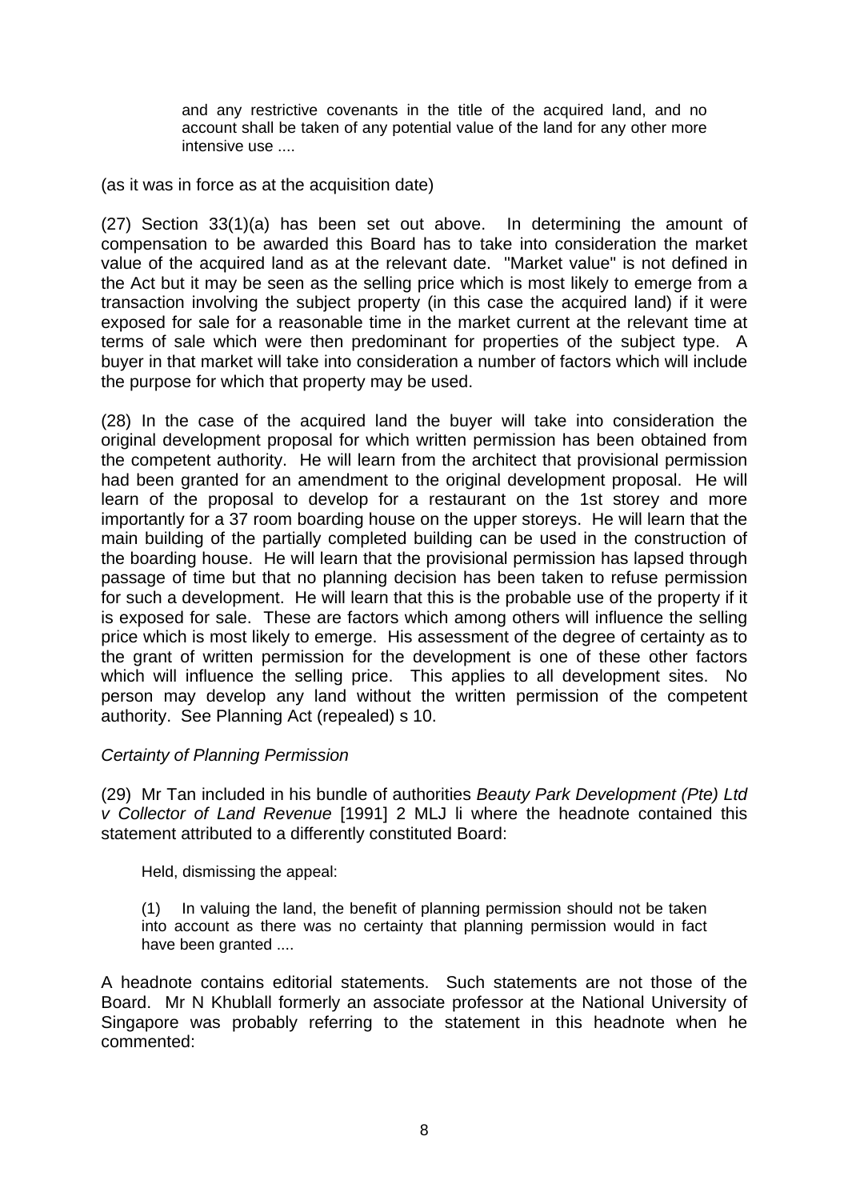> and any restrictive covenants in the title of the acquired land, and no account shall be taken of any potential value of the land for any other more intensive use ....

(as it was in force as at the acquisition date)

(27) Section 33(1)(a) has been set out above. In determining the amount of compensation to be awarded this Board has to take into consideration the market value of the acquired land as at the relevant date. "Market value" is not defined in the Act but it may be seen as the selling price which is most likely to emerge from a transaction involving the subject property (in this case the acquired land) if it were exposed for sale for a reasonable time in the market current at the relevant time at terms of sale which were then predominant for properties of the subject type. A buyer in that market will take into consideration a number of factors which will include the purpose for which that property may be used.

(28) In the case of the acquired land the buyer will take into consideration the original development proposal for which written permission has been obtained from the competent authority. He will learn from the architect that provisional permission had been granted for an amendment to the original development proposal. He will learn of the proposal to develop for a restaurant on the 1st storey and more importantly for a 37 room boarding house on the upper storeys. He will learn that the main building of the partially completed building can be used in the construction of the boarding house. He will learn that the provisional permission has lapsed through passage of time but that no planning decision has been taken to refuse permission for such a development. He will learn that this is the probable use of the property if it is exposed for sale. These are factors which among others will influence the selling price which is most likely to emerge. His assessment of the degree of certainty as to the grant of written permission for the development is one of these other factors which will influence the selling price. This applies to all development sites. No person may develop any land without the written permission of the competent authority. See Planning Act (repealed) s 10.

*Certainty of Planning Permission*

(29) Mr Tan included in his bundle of authorities *Beauty Park Development (Pte) Ltd v Collector of Land Revenue* [1991] 2 MLJ li where the headnote contained this statement attributed to a differently constituted Board:

> Held, dismissing the appeal:
>
> (1) In valuing the land, the benefit of planning permission should not be taken into account as there was no certainty that planning permission would in fact have been granted ....

A headnote contains editorial statements. Such statements are not those of the Board. Mr N Khublall formerly an associate professor at the National University of Singapore was probably referring to the statement in this headnote when he commented: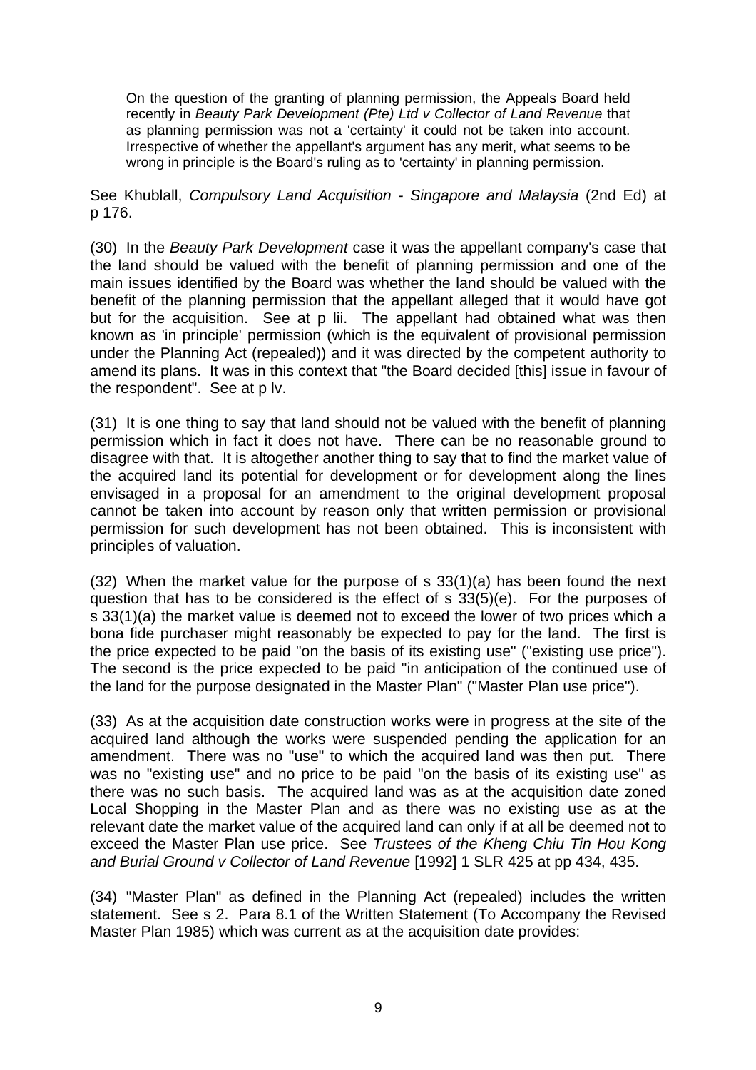> On the question of the granting of planning permission, the Appeals Board held recently in *Beauty Park Development (Pte) Ltd v Collector of Land Revenue* that as planning permission was not a 'certainty' it could not be taken into account. Irrespective of whether the appellant's argument has any merit, what seems to be wrong in principle is the Board's ruling as to 'certainty' in planning permission.

See Khublall, *Compulsory Land Acquisition - Singapore and Malaysia* (2nd Ed) at p 176.

(30) In the *Beauty Park Development* case it was the appellant company's case that the land should be valued with the benefit of planning permission and one of the main issues identified by the Board was whether the land should be valued with the benefit of the planning permission that the appellant alleged that it would have got but for the acquisition. See at p lii. The appellant had obtained what was then known as 'in principle' permission (which is the equivalent of provisional permission under the Planning Act (repealed)) and it was directed by the competent authority to amend its plans. It was in this context that "the Board decided [this] issue in favour of the respondent". See at p lv.

(31) It is one thing to say that land should not be valued with the benefit of planning permission which in fact it does not have. There can be no reasonable ground to disagree with that. It is altogether another thing to say that to find the market value of the acquired land its potential for development or for development along the lines envisaged in a proposal for an amendment to the original development proposal cannot be taken into account by reason only that written permission or provisional permission for such development has not been obtained. This is inconsistent with principles of valuation.

(32) When the market value for the purpose of s 33(1)(a) has been found the next question that has to be considered is the effect of s 33(5)(e). For the purposes of s 33(1)(a) the market value is deemed not to exceed the lower of two prices which a bona fide purchaser might reasonably be expected to pay for the land. The first is the price expected to be paid "on the basis of its existing use" ("existing use price"). The second is the price expected to be paid "in anticipation of the continued use of the land for the purpose designated in the Master Plan" ("Master Plan use price").

(33) As at the acquisition date construction works were in progress at the site of the acquired land although the works were suspended pending the application for an amendment. There was no "use" to which the acquired land was then put. There was no "existing use" and no price to be paid "on the basis of its existing use" as there was no such basis. The acquired land was as at the acquisition date zoned Local Shopping in the Master Plan and as there was no existing use as at the relevant date the market value of the acquired land can only if at all be deemed not to exceed the Master Plan use price. See *Trustees of the Kheng Chiu Tin Hou Kong and Burial Ground v Collector of Land Revenue* [1992] 1 SLR 425 at pp 434, 435.

(34) "Master Plan" as defined in the Planning Act (repealed) includes the written statement. See s 2. Para 8.1 of the Written Statement (To Accompany the Revised Master Plan 1985) which was current as at the acquisition date provides: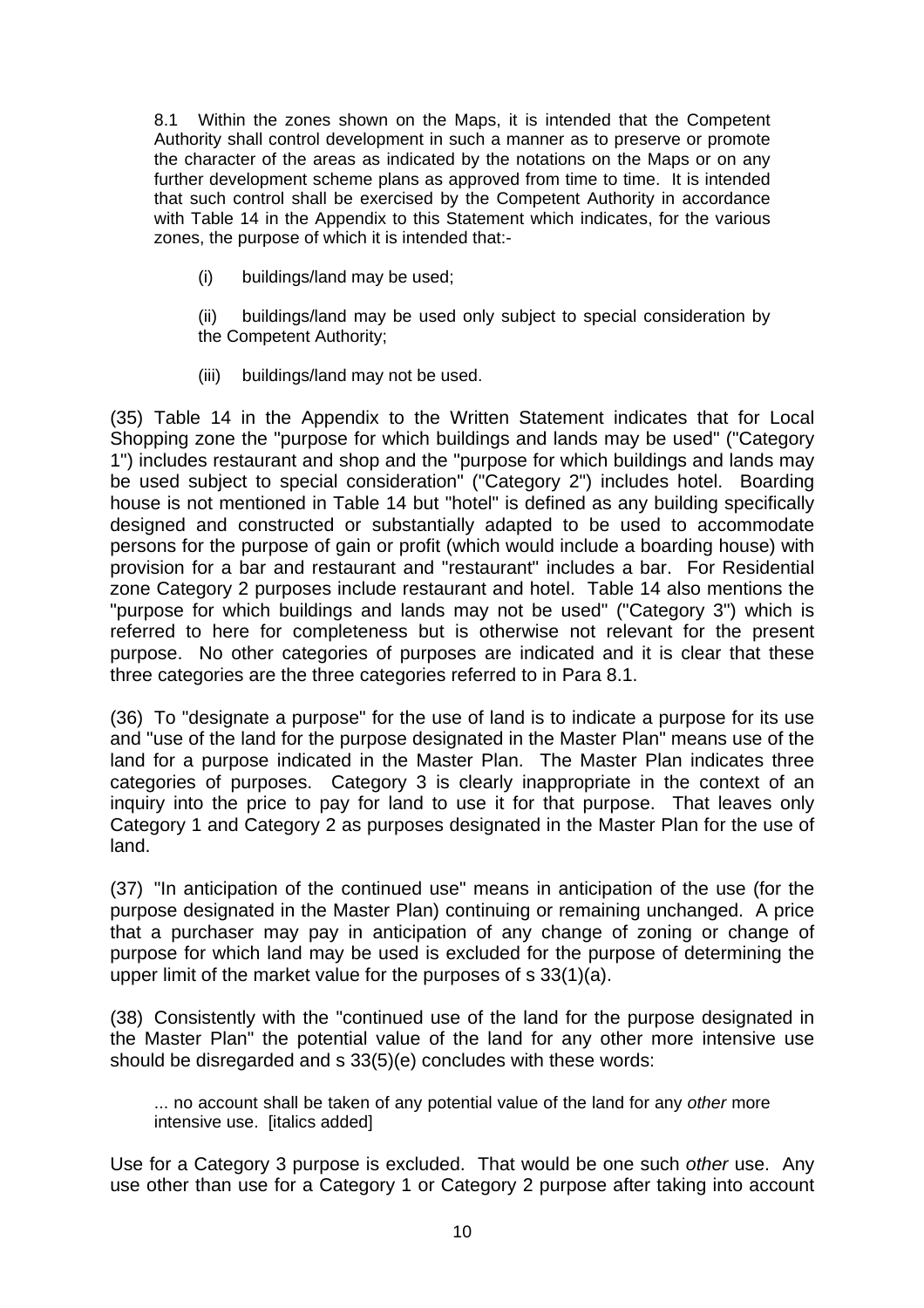> 8.1 Within the zones shown on the Maps, it is intended that the Competent Authority shall control development in such a manner as to preserve or promote the character of the areas as indicated by the notations on the Maps or on any further development scheme plans as approved from time to time. It is intended that such control shall be exercised by the Competent Authority in accordance with Table 14 in the Appendix to this Statement which indicates, for the various zones, the purpose of which it is intended that:-
>
> (i) buildings/land may be used;
>
> (ii) buildings/land may be used only subject to special consideration by the Competent Authority;
>
> (iii) buildings/land may not be used.

(35) Table 14 in the Appendix to the Written Statement indicates that for Local Shopping zone the "purpose for which buildings and lands may be used" ("Category 1") includes restaurant and shop and the "purpose for which buildings and lands may be used subject to special consideration" ("Category 2") includes hotel. Boarding house is not mentioned in Table 14 but "hotel" is defined as any building specifically designed and constructed or substantially adapted to be used to accommodate persons for the purpose of gain or profit (which would include a boarding house) with provision for a bar and restaurant and "restaurant" includes a bar. For Residential zone Category 2 purposes include restaurant and hotel. Table 14 also mentions the "purpose for which buildings and lands may not be used" ("Category 3") which is referred to here for completeness but is otherwise not relevant for the present purpose. No other categories of purposes are indicated and it is clear that these three categories are the three categories referred to in Para 8.1.

(36) To "designate a purpose" for the use of land is to indicate a purpose for its use and "use of the land for the purpose designated in the Master Plan" means use of the land for a purpose indicated in the Master Plan. The Master Plan indicates three categories of purposes. Category 3 is clearly inappropriate in the context of an inquiry into the price to pay for land to use it for that purpose. That leaves only Category 1 and Category 2 as purposes designated in the Master Plan for the use of land.

(37) "In anticipation of the continued use" means in anticipation of the use (for the purpose designated in the Master Plan) continuing or remaining unchanged. A price that a purchaser may pay in anticipation of any change of zoning or change of purpose for which land may be used is excluded for the purpose of determining the upper limit of the market value for the purposes of s 33(1)(a).

(38) Consistently with the "continued use of the land for the purpose designated in the Master Plan" the potential value of the land for any other more intensive use should be disregarded and s 33(5)(e) concludes with these words:

> ... no account shall be taken of any potential value of the land for any *other* more intensive use. [italics added]

Use for a Category 3 purpose is excluded. That would be one such *other* use. Any use other than use for a Category 1 or Category 2 purpose after taking into account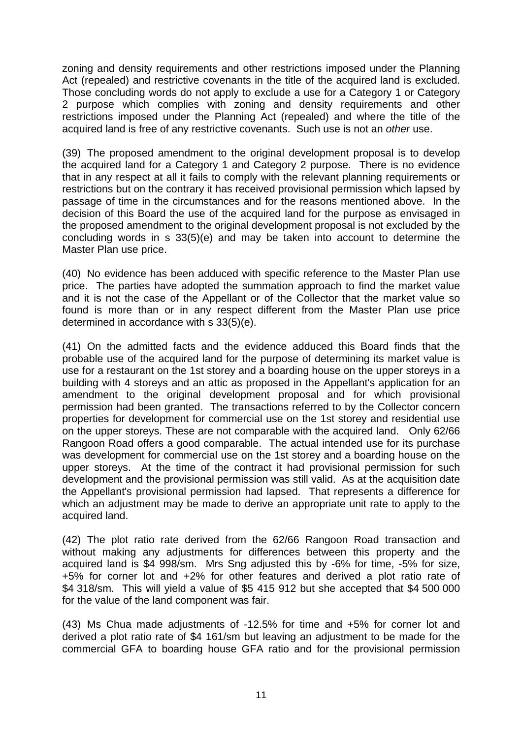zoning and density requirements and other restrictions imposed under the Planning Act (repealed) and restrictive covenants in the title of the acquired land is excluded. Those concluding words do not apply to exclude a use for a Category 1 or Category 2 purpose which complies with zoning and density requirements and other restrictions imposed under the Planning Act (repealed) and where the title of the acquired land is free of any restrictive covenants. Such use is not an *other* use.

(39) The proposed amendment to the original development proposal is to develop the acquired land for a Category 1 and Category 2 purpose. There is no evidence that in any respect at all it fails to comply with the relevant planning requirements or restrictions but on the contrary it has received provisional permission which lapsed by passage of time in the circumstances and for the reasons mentioned above. In the decision of this Board the use of the acquired land for the purpose as envisaged in the proposed amendment to the original development proposal is not excluded by the concluding words in s 33(5)(e) and may be taken into account to determine the Master Plan use price.

(40) No evidence has been adduced with specific reference to the Master Plan use price. The parties have adopted the summation approach to find the market value and it is not the case of the Appellant or of the Collector that the market value so found is more than or in any respect different from the Master Plan use price determined in accordance with s 33(5)(e).

(41) On the admitted facts and the evidence adduced this Board finds that the probable use of the acquired land for the purpose of determining its market value is use for a restaurant on the 1st storey and a boarding house on the upper storeys in a building with 4 storeys and an attic as proposed in the Appellant's application for an amendment to the original development proposal and for which provisional permission had been granted. The transactions referred to by the Collector concern properties for development for commercial use on the 1st storey and residential use on the upper storeys. These are not comparable with the acquired land. Only 62/66 Rangoon Road offers a good comparable. The actual intended use for its purchase was development for commercial use on the 1st storey and a boarding house on the upper storeys. At the time of the contract it had provisional permission for such development and the provisional permission was still valid. As at the acquisition date the Appellant's provisional permission had lapsed. That represents a difference for which an adjustment may be made to derive an appropriate unit rate to apply to the acquired land.

(42) The plot ratio rate derived from the 62/66 Rangoon Road transaction and without making any adjustments for differences between this property and the acquired land is $4 998/sm. Mrs Sng adjusted this by -6% for time, -5% for size, +5% for corner lot and +2% for other features and derived a plot ratio rate of $4 318/sm. This will yield a value of $5 415 912 but she accepted that $4 500 000 for the value of the land component was fair.

(43) Ms Chua made adjustments of -12.5% for time and +5% for corner lot and derived a plot ratio rate of $4 161/sm but leaving an adjustment to be made for the commercial GFA to boarding house GFA ratio and for the provisional permission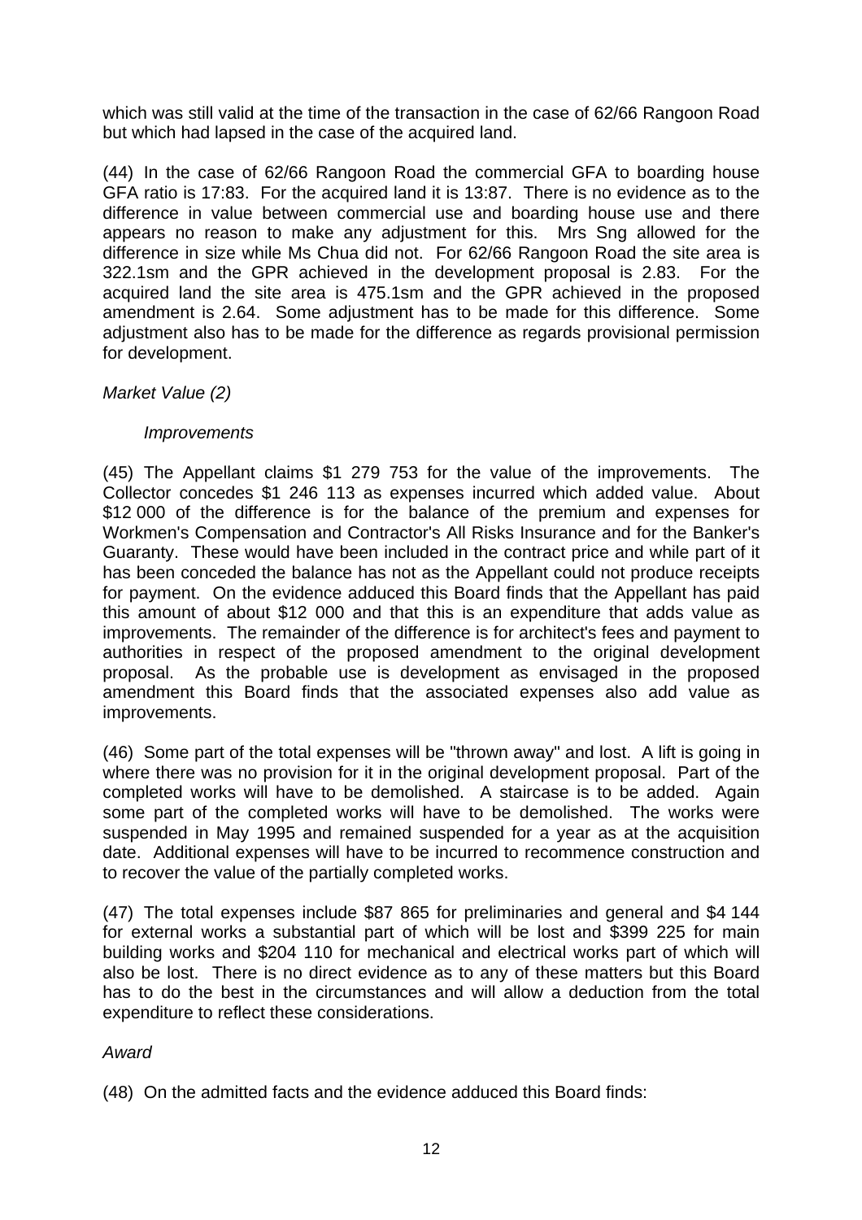which was still valid at the time of the transaction in the case of 62/66 Rangoon Road but which had lapsed in the case of the acquired land.

(44) In the case of 62/66 Rangoon Road the commercial GFA to boarding house GFA ratio is 17:83. For the acquired land it is 13:87. There is no evidence as to the difference in value between commercial use and boarding house use and there appears no reason to make any adjustment for this. Mrs Sng allowed for the difference in size while Ms Chua did not. For 62/66 Rangoon Road the site area is 322.1sm and the GPR achieved in the development proposal is 2.83. For the acquired land the site area is 475.1sm and the GPR achieved in the proposed amendment is 2.64. Some adjustment has to be made for this difference. Some adjustment also has to be made for the difference as regards provisional permission for development.

*Market Value (2)*

*Improvements*

(45) The Appellant claims $1 279 753 for the value of the improvements. The Collector concedes $1 246 113 as expenses incurred which added value. About $12 000 of the difference is for the balance of the premium and expenses for Workmen's Compensation and Contractor's All Risks Insurance and for the Banker's Guaranty. These would have been included in the contract price and while part of it has been conceded the balance has not as the Appellant could not produce receipts for payment. On the evidence adduced this Board finds that the Appellant has paid this amount of about $12 000 and that this is an expenditure that adds value as improvements. The remainder of the difference is for architect's fees and payment to authorities in respect of the proposed amendment to the original development proposal. As the probable use is development as envisaged in the proposed amendment this Board finds that the associated expenses also add value as improvements.

(46) Some part of the total expenses will be "thrown away" and lost. A lift is going in where there was no provision for it in the original development proposal. Part of the completed works will have to be demolished. A staircase is to be added. Again some part of the completed works will have to be demolished. The works were suspended in May 1995 and remained suspended for a year as at the acquisition date. Additional expenses will have to be incurred to recommence construction and to recover the value of the partially completed works.

(47) The total expenses include $87 865 for preliminaries and general and $4 144 for external works a substantial part of which will be lost and $399 225 for main building works and $204 110 for mechanical and electrical works part of which will also be lost. There is no direct evidence as to any of these matters but this Board has to do the best in the circumstances and will allow a deduction from the total expenditure to reflect these considerations.

*Award*

(48) On the admitted facts and the evidence adduced this Board finds: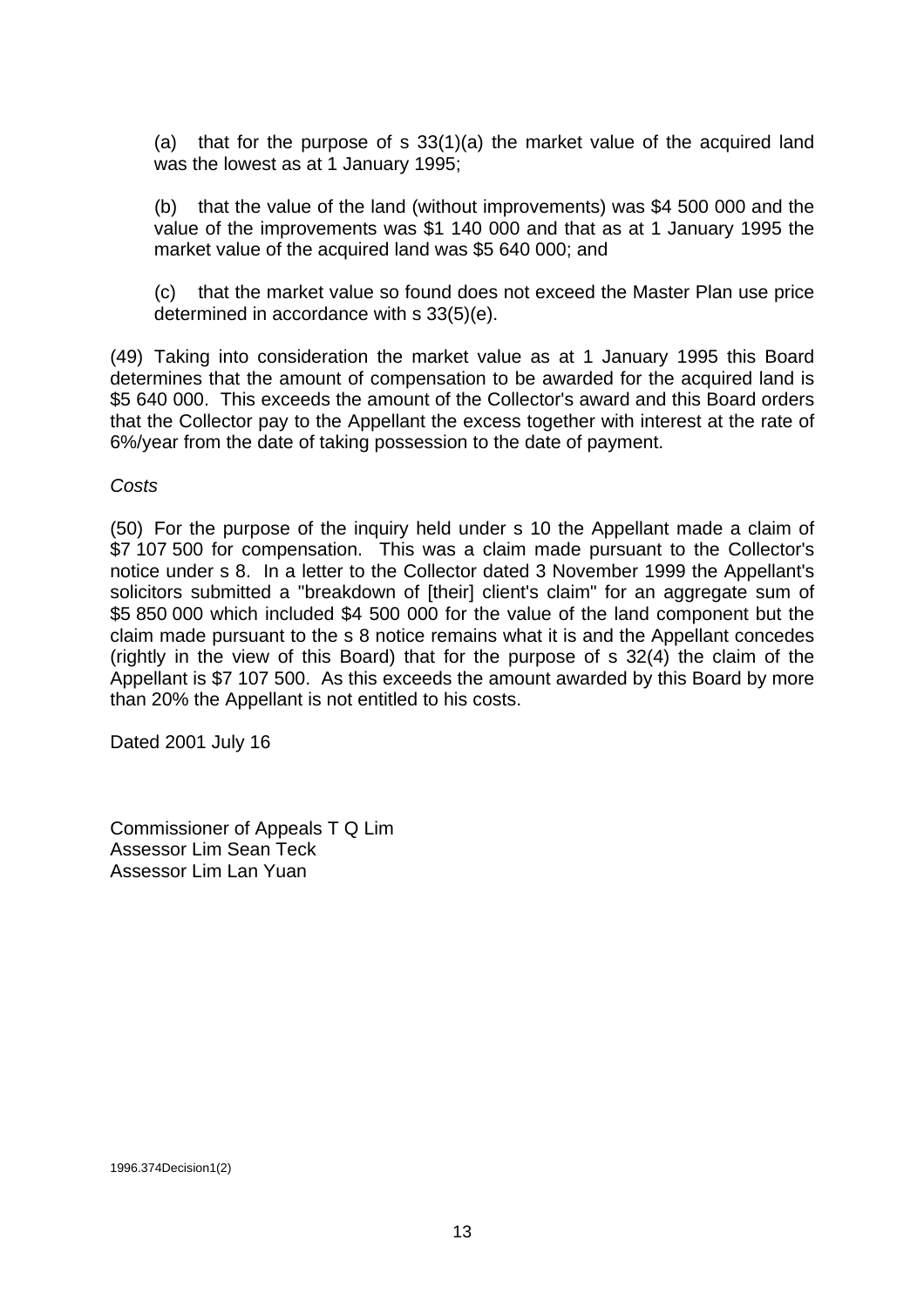(a) that for the purpose of s 33(1)(a) the market value of the acquired land was the lowest as at 1 January 1995;

(b) that the value of the land (without improvements) was $4 500 000 and the value of the improvements was $1 140 000 and that as at 1 January 1995 the market value of the acquired land was $5 640 000; and

(c) that the market value so found does not exceed the Master Plan use price determined in accordance with s 33(5)(e).

(49) Taking into consideration the market value as at 1 January 1995 this Board determines that the amount of compensation to be awarded for the acquired land is $5 640 000. This exceeds the amount of the Collector's award and this Board orders that the Collector pay to the Appellant the excess together with interest at the rate of 6%/year from the date of taking possession to the date of payment.

*Costs*

(50) For the purpose of the inquiry held under s 10 the Appellant made a claim of $7 107 500 for compensation. This was a claim made pursuant to the Collector's notice under s 8. In a letter to the Collector dated 3 November 1999 the Appellant's solicitors submitted a "breakdown of [their] client's claim" for an aggregate sum of $5 850 000 which included $4 500 000 for the value of the land component but the claim made pursuant to the s 8 notice remains what it is and the Appellant concedes (rightly in the view of this Board) that for the purpose of s 32(4) the claim of the Appellant is $7 107 500. As this exceeds the amount awarded by this Board by more than 20% the Appellant is not entitled to his costs.

Dated 2001 July 16

Commissioner of Appeals T Q Lim
Assessor Lim Sean Teck
Assessor Lim Lan Yuan

1996.374Decision1(2)